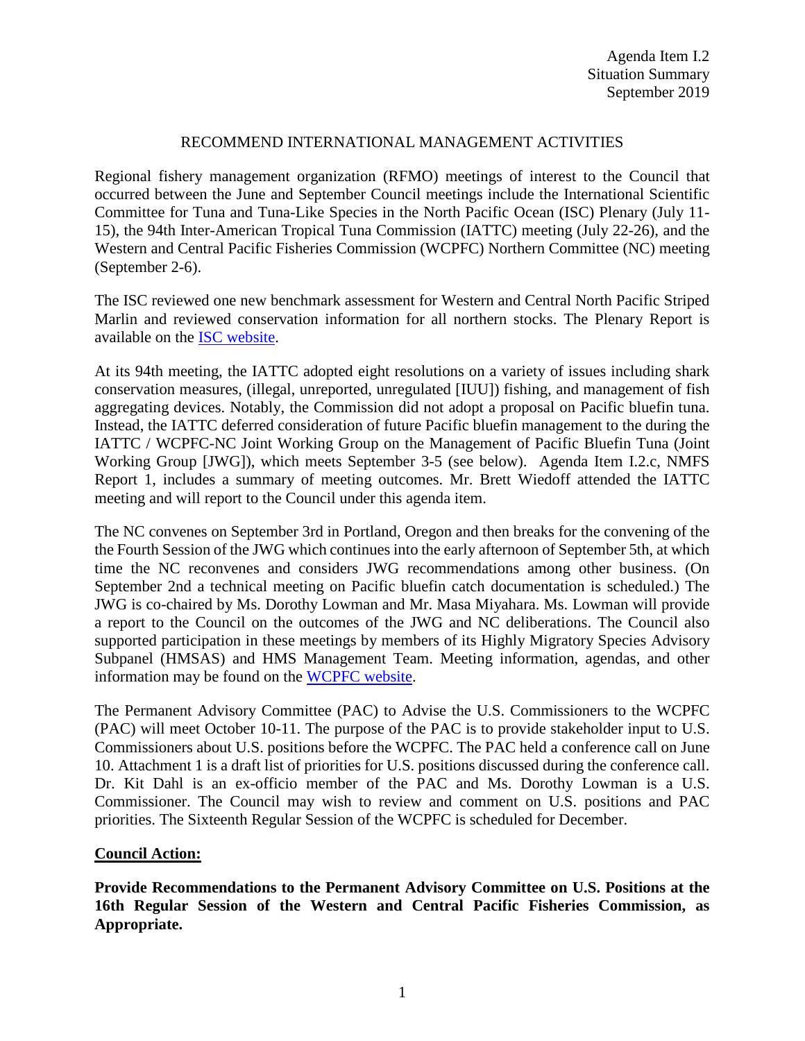Agenda Item I.2
Situation Summary
September 2019

# RECOMMEND INTERNATIONAL MANAGEMENT ACTIVITIES

Regional fishery management organization (RFMO) meetings of interest to the Council that occurred between the June and September Council meetings include the International Scientific Committee for Tuna and Tuna-Like Species in the North Pacific Ocean (ISC) Plenary (July 11-15), the 94th Inter-American Tropical Tuna Commission (IATTC) meeting (July 22-26), and the Western and Central Pacific Fisheries Commission (WCPFC) Northern Committee (NC) meeting (September 2-6).

The ISC reviewed one new benchmark assessment for Western and Central North Pacific Striped Marlin and reviewed conservation information for all northern stocks. The Plenary Report is available on the [ISC website](ISC website).

At its 94th meeting, the IATTC adopted eight resolutions on a variety of issues including shark conservation measures, (illegal, unreported, unregulated [IUU]) fishing, and management of fish aggregating devices. Notably, the Commission did not adopt a proposal on Pacific bluefin tuna. Instead, the IATTC deferred consideration of future Pacific bluefin management to the during the IATTC / WCPFC-NC Joint Working Group on the Management of Pacific Bluefin Tuna (Joint Working Group [JWG]), which meets September 3-5 (see below). Agenda Item I.2.c, NMFS Report 1, includes a summary of meeting outcomes. Mr. Brett Wiedoff attended the IATTC meeting and will report to the Council under this agenda item.

The NC convenes on September 3rd in Portland, Oregon and then breaks for the convening of the the Fourth Session of the JWG which continues into the early afternoon of September 5th, at which time the NC reconvenes and considers JWG recommendations among other business. (On September 2nd a technical meeting on Pacific bluefin catch documentation is scheduled.) The JWG is co-chaired by Ms. Dorothy Lowman and Mr. Masa Miyahara. Ms. Lowman will provide a report to the Council on the outcomes of the JWG and NC deliberations. The Council also supported participation in these meetings by members of its Highly Migratory Species Advisory Subpanel (HMSAS) and HMS Management Team. Meeting information, agendas, and other information may be found on the [WCPFC website](WCPFC website).

The Permanent Advisory Committee (PAC) to Advise the U.S. Commissioners to the WCPFC (PAC) will meet October 10-11. The purpose of the PAC is to provide stakeholder input to U.S. Commissioners about U.S. positions before the WCPFC. The PAC held a conference call on June 10. Attachment 1 is a draft list of priorities for U.S. positions discussed during the conference call. Dr. Kit Dahl is an ex-officio member of the PAC and Ms. Dorothy Lowman is a U.S. Commissioner. The Council may wish to review and comment on U.S. positions and PAC priorities. The Sixteenth Regular Session of the WCPFC is scheduled for December.

**Council Action:**

**Provide Recommendations to the Permanent Advisory Committee on U.S. Positions at the 16th Regular Session of the Western and Central Pacific Fisheries Commission, as Appropriate.**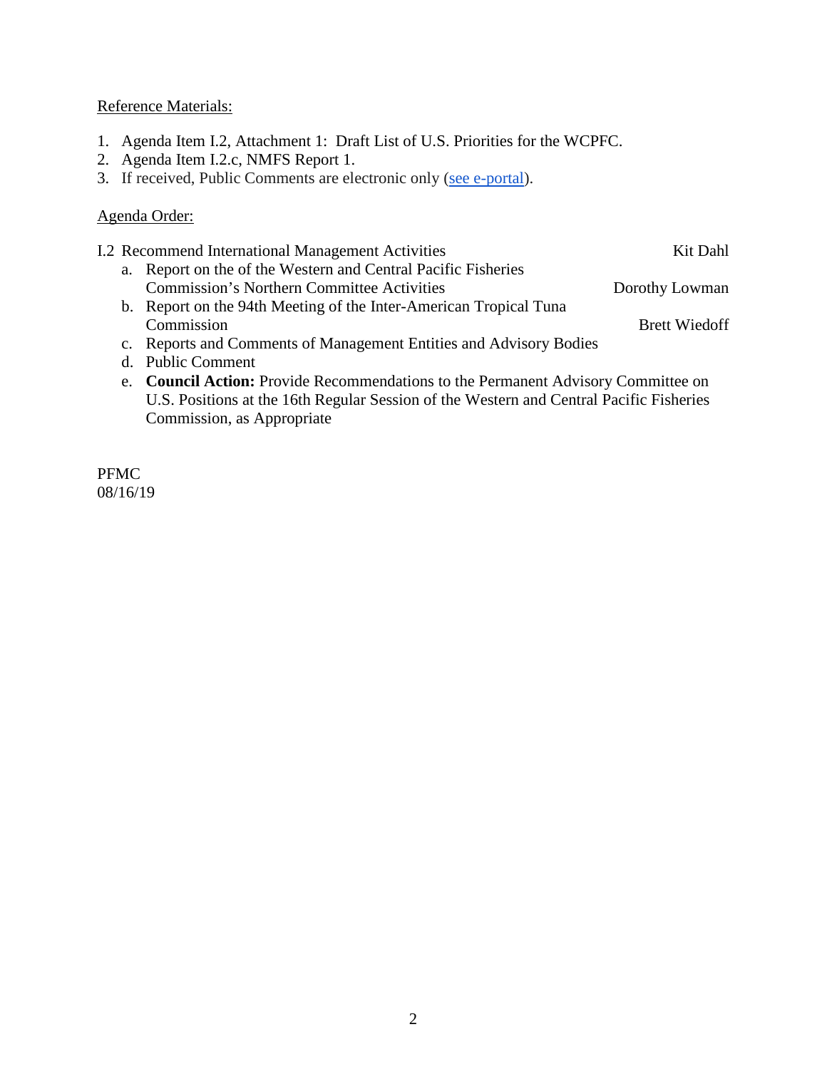Reference Materials:

1. Agenda Item I.2, Attachment 1: Draft List of U.S. Priorities for the WCPFC.
2. Agenda Item I.2.c, NMFS Report 1.
3. If received, Public Comments are electronic only (see e-portal).

Agenda Order:

I.2 Recommend International Management Activities — Kit Dahl

a. Report on the of the Western and Central Pacific Fisheries Commission's Northern Committee Activities — Dorothy Lowman
b. Report on the 94th Meeting of the Inter-American Tropical Tuna Commission — Brett Wiedoff
c. Reports and Comments of Management Entities and Advisory Bodies
d. Public Comment
e. **Council Action:** Provide Recommendations to the Permanent Advisory Committee on U.S. Positions at the 16th Regular Session of the Western and Central Pacific Fisheries Commission, as Appropriate

PFMC
08/16/19